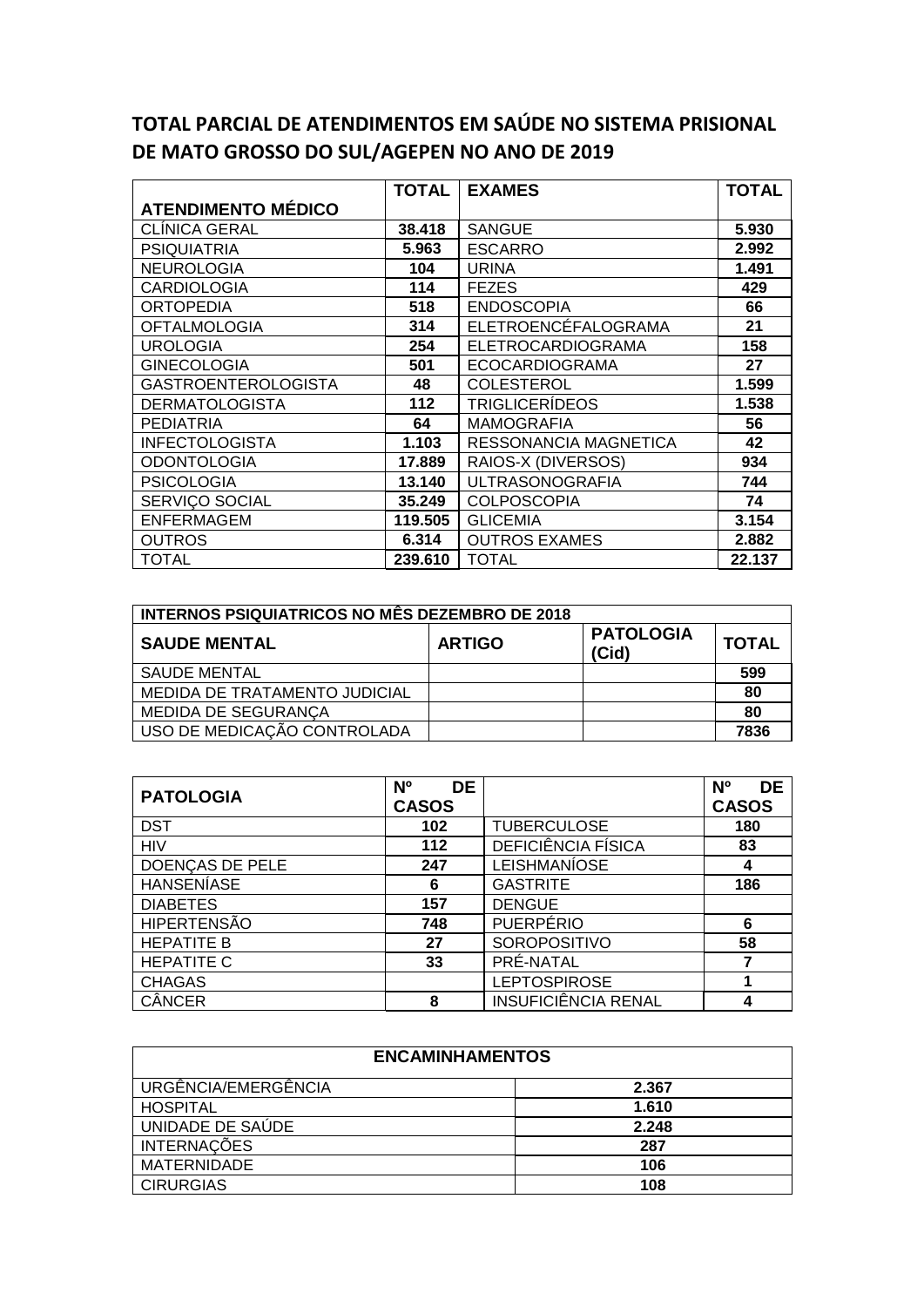# TOTAL PARCIAL DE ATENDIMENTOS EM SAÚDE NO SISTEMA PRISIONAL DE MATO GROSSO DO SUL/AGEPEN NO ANO DE 2019

| ATENDIMENTO MÉDICO | TOTAL | EXAMES | TOTAL |
|---|---|---|---|
| CLÍNICA GERAL | 38.418 | SANGUE | 5.930 |
| PSIQUIATRIA | 5.963 | ESCARRO | 2.992 |
| NEUROLOGIA | 104 | URINA | 1.491 |
| CARDIOLOGIA | 114 | FEZES | 429 |
| ORTOPEDIA | 518 | ENDOSCOPIA | 66 |
| OFTALMOLOGIA | 314 | ELETROENCÉFALOGRAMA | 21 |
| UROLOGIA | 254 | ELETROCARDIOGRAMA | 158 |
| GINECOLOGIA | 501 | ECOCARDIOGRAMA | 27 |
| GASTROENTEROLOGISTA | 48 | COLESTEROL | 1.599 |
| DERMATOLOGISTA | 112 | TRIGLICERÍDEOS | 1.538 |
| PEDIATRIA | 64 | MAMOGRAFIA | 56 |
| INFECTOLOGISTA | 1.103 | RESSONANCIA MAGNETICA | 42 |
| ODONTOLOGIA | 17.889 | RAIOS-X (DIVERSOS) | 934 |
| PSICOLOGIA | 13.140 | ULTRASONOGRAFIA | 744 |
| SERVIÇO SOCIAL | 35.249 | COLPOSCOPIA | 74 |
| ENFERMAGEM | 119.505 | GLICEMIA | 3.154 |
| OUTROS | 6.314 | OUTROS EXAMES | 2.882 |
| TOTAL | 239.610 | TOTAL | 22.137 |

| INTERNOS PSIQUIATRICOS NO MÊS DEZEMBRO DE 2018 | | | |
|---|---|---|---|
| **SAUDE MENTAL** | **ARTIGO** | **PATOLOGIA (Cid)** | **TOTAL** |
| SAUDE MENTAL | | | 599 |
| MEDIDA DE TRATAMENTO JUDICIAL | | | 80 |
| MEDIDA DE SEGURANÇA | | | 80 |
| USO DE MEDICAÇÃO CONTROLADA | | | 7836 |

| PATOLOGIA | Nº DE CASOS | | Nº DE CASOS |
|---|---|---|---|
| DST | 102 | TUBERCULOSE | 180 |
| HIV | 112 | DEFICIÊNCIA FÍSICA | 83 |
| DOENÇAS DE PELE | 247 | LEISHMANÍOSE | 4 |
| HANSENÍASE | 6 | GASTRITE | 186 |
| DIABETES | 157 | DENGUE | |
| HIPERTENSÃO | 748 | PUERPÉRIO | 6 |
| HEPATITE B | 27 | SOROPOSITIVO | 58 |
| HEPATITE C | 33 | PRÉ-NATAL | 7 |
| CHAGAS | | LEPTOSPIROSE | 1 |
| CÂNCER | 8 | INSUFICIÊNCIA RENAL | 4 |

| ENCAMINHAMENTOS | |
|---|---|
| URGÊNCIA/EMERGÊNCIA | 2.367 |
| HOSPITAL | 1.610 |
| UNIDADE DE SAÚDE | 2.248 |
| INTERNAÇÕES | 287 |
| MATERNIDADE | 106 |
| CIRURGIAS | 108 |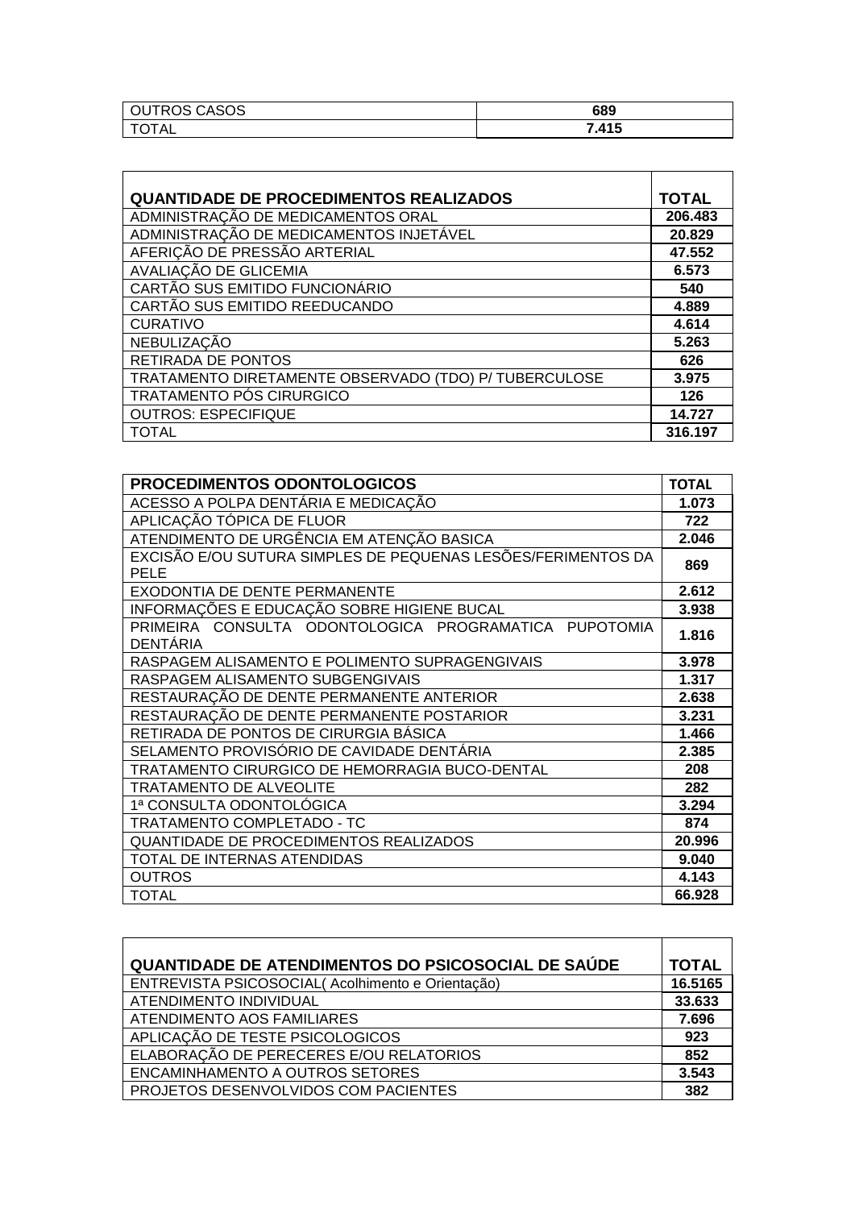| | |
|---|---|
| OUTROS CASOS | **689** |
| TOTAL | **7.415** |

| **QUANTIDADE DE PROCEDIMENTOS REALIZADOS** | **TOTAL** |
|---|---|
| ADMINISTRAÇÃO DE MEDICAMENTOS ORAL | **206.483** |
| ADMINISTRAÇÃO DE MEDICAMENTOS INJETÁVEL | **20.829** |
| AFERIÇÃO DE PRESSÃO ARTERIAL | **47.552** |
| AVALIAÇÃO DE GLICEMIA | **6.573** |
| CARTÃO SUS EMITIDO FUNCIONÁRIO | **540** |
| CARTÃO SUS EMITIDO REEDUCANDO | **4.889** |
| CURATIVO | **4.614** |
| NEBULIZAÇÃO | **5.263** |
| RETIRADA DE PONTOS | **626** |
| TRATAMENTO DIRETAMENTE OBSERVADO (TDO) P/ TUBERCULOSE | **3.975** |
| TRATAMENTO PÓS CIRURGICO | **126** |
| OUTROS: ESPECIFIQUE | **14.727** |
| TOTAL | **316.197** |

| **PROCEDIMENTOS ODONTOLOGICOS** | **TOTAL** |
|---|---|
| ACESSO A POLPA DENTÁRIA E MEDICAÇÃO | **1.073** |
| APLICAÇÃO TÓPICA DE FLUOR | **722** |
| ATENDIMENTO DE URGÊNCIA EM ATENÇÃO BASICA | **2.046** |
| EXCISÃO E/OU SUTURA SIMPLES DE PEQUENAS LESÕES/FERIMENTOS DA PELE | **869** |
| EXODONTIA DE DENTE PERMANENTE | **2.612** |
| INFORMAÇÕES E EDUCAÇÃO SOBRE HIGIENE BUCAL | **3.938** |
| PRIMEIRA CONSULTA ODONTOLOGICA PROGRAMATICA PUPOTOMIA DENTÁRIA | **1.816** |
| RASPAGEM ALISAMENTO E POLIMENTO SUPRAGENGIVAIS | **3.978** |
| RASPAGEM ALISAMENTO SUBGENGIVAIS | **1.317** |
| RESTAURAÇÃO DE DENTE PERMANENTE ANTERIOR | **2.638** |
| RESTAURAÇÃO DE DENTE PERMANENTE POSTARIOR | **3.231** |
| RETIRADA DE PONTOS DE CIRURGIA BÁSICA | **1.466** |
| SELAMENTO PROVISÓRIO DE CAVIDADE DENTÁRIA | **2.385** |
| TRATAMENTO CIRURGICO DE HEMORRAGIA BUCO-DENTAL | **208** |
| TRATAMENTO DE ALVEOLITE | **282** |
| 1ª CONSULTA ODONTOLÓGICA | **3.294** |
| TRATAMENTO COMPLETADO - TC | **874** |
| QUANTIDADE DE PROCEDIMENTOS REALIZADOS | **20.996** |
| TOTAL DE INTERNAS ATENDIDAS | **9.040** |
| OUTROS | **4.143** |
| TOTAL | **66.928** |

| **QUANTIDADE DE ATENDIMENTOS DO PSICOSOCIAL DE SAÚDE** | **TOTAL** |
|---|---|
| ENTREVISTA PSICOSOCIAL( Acolhimento e Orientação) | **16.5165** |
| ATENDIMENTO INDIVIDUAL | **33.633** |
| ATENDIMENTO AOS FAMILIARES | **7.696** |
| APLICAÇÃO DE TESTE PSICOLOGICOS | **923** |
| ELABORAÇÃO DE PERECERES E/OU RELATORIOS | **852** |
| ENCAMINHAMENTO A OUTROS SETORES | **3.543** |
| PROJETOS DESENVOLVIDOS COM PACIENTES | **382** |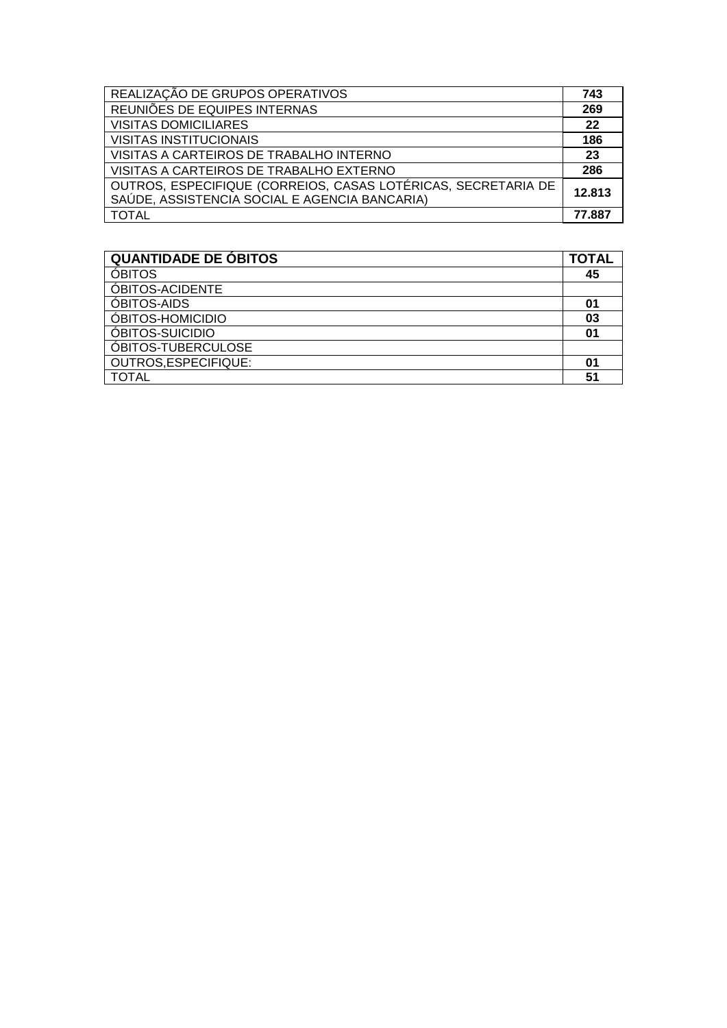| | |
|---|---|
| REALIZAÇÃO DE GRUPOS OPERATIVOS | **743** |
| REUNIÕES DE EQUIPES INTERNAS | **269** |
| VISITAS DOMICILIARES | **22** |
| VISITAS INSTITUCIONAIS | **186** |
| VISITAS A CARTEIROS DE TRABALHO INTERNO | **23** |
| VISITAS A CARTEIROS DE TRABALHO EXTERNO | **286** |
| OUTROS, ESPECIFIQUE (CORREIOS, CASAS LOTÉRICAS, SECRETARIA DE SAÚDE, ASSISTENCIA SOCIAL E AGENCIA BANCARIA) | **12.813** |
| TOTAL | **77.887** |

| **QUANTIDADE DE ÓBITOS** | **TOTAL** |
|---|---|
| ÓBITOS | **45** |
| ÓBITOS-ACIDENTE | |
| ÓBITOS-AIDS | **01** |
| ÓBITOS-HOMICIDIO | **03** |
| ÓBITOS-SUICIDIO | **01** |
| ÓBITOS-TUBERCULOSE | |
| OUTROS,ESPECIFIQUE: | **01** |
| TOTAL | **51** |